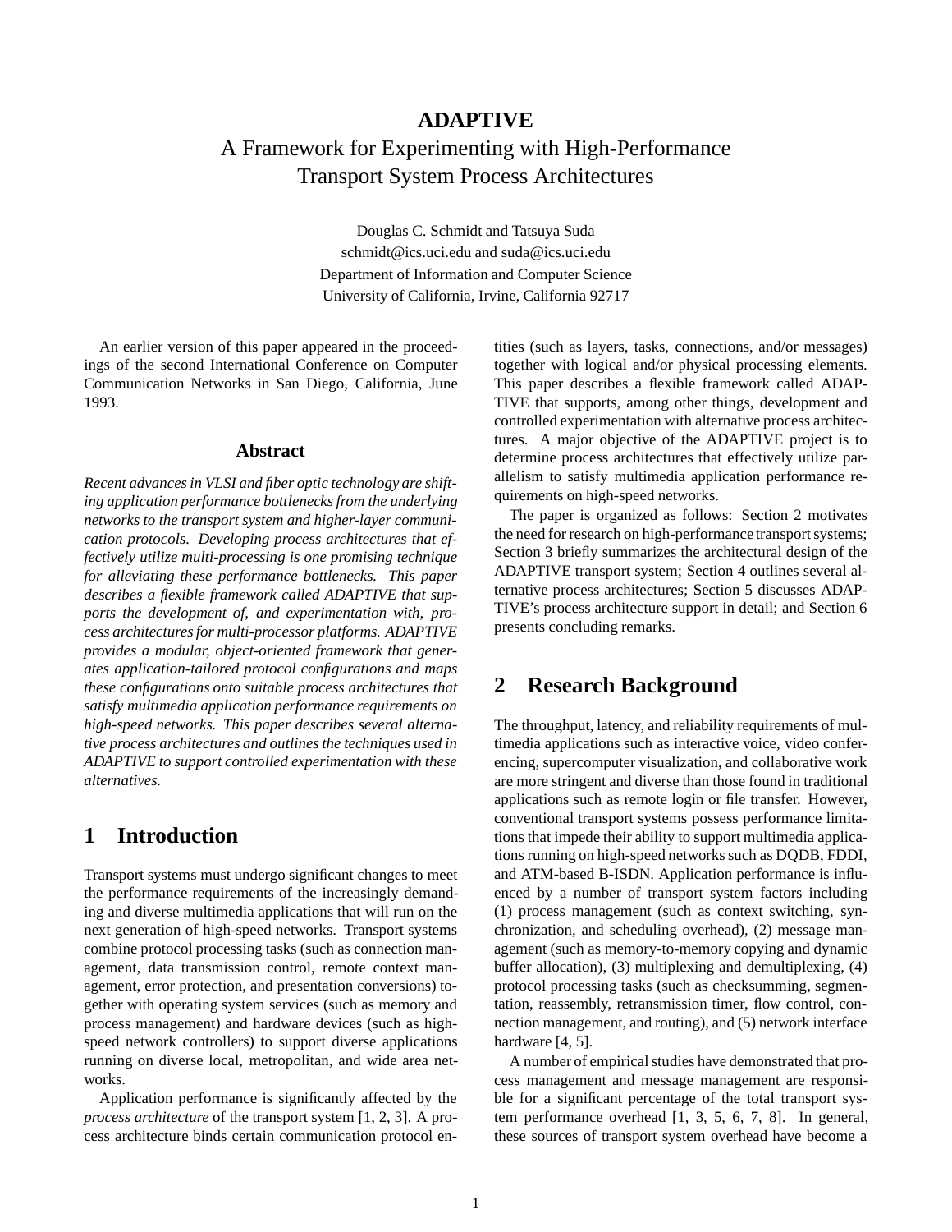# ADAPTIVE

## A Framework for Experimenting with High-Performance Transport System Process Architectures

Douglas C. Schmidt and Tatsuya Suda
schmidt@ics.uci.edu and suda@ics.uci.edu
Department of Information and Computer Science
University of California, Irvine, California 92717

An earlier version of this paper appeared in the proceedings of the second International Conference on Computer Communication Networks in San Diego, California, June 1993.

### Abstract

*Recent advances in VLSI and fiber optic technology are shifting application performance bottlenecks from the underlying networks to the transport system and higher-layer communication protocols. Developing process architectures that effectively utilize multi-processing is one promising technique for alleviating these performance bottlenecks. This paper describes a flexible framework called ADAPTIVE that supports the development of, and experimentation with, process architectures for multi-processor platforms. ADAPTIVE provides a modular, object-oriented framework that generates application-tailored protocol configurations and maps these configurations onto suitable process architectures that satisfy multimedia application performance requirements on high-speed networks. This paper describes several alternative process architectures and outlines the techniques used in ADAPTIVE to support controlled experimentation with these alternatives.*

## 1 Introduction

Transport systems must undergo significant changes to meet the performance requirements of the increasingly demanding and diverse multimedia applications that will run on the next generation of high-speed networks. Transport systems combine protocol processing tasks (such as connection management, data transmission control, remote context management, error protection, and presentation conversions) together with operating system services (such as memory and process management) and hardware devices (such as high-speed network controllers) to support diverse applications running on diverse local, metropolitan, and wide area networks.

Application performance is significantly affected by the *process architecture* of the transport system [1, 2, 3]. A process architecture binds certain communication protocol entities (such as layers, tasks, connections, and/or messages) together with logical and/or physical processing elements. This paper describes a flexible framework called ADAPTIVE that supports, among other things, development and controlled experimentation with alternative process architectures. A major objective of the ADAPTIVE project is to determine process architectures that effectively utilize parallelism to satisfy multimedia application performance requirements on high-speed networks.

The paper is organized as follows: Section 2 motivates the need for research on high-performance transport systems; Section 3 briefly summarizes the architectural design of the ADAPTIVE transport system; Section 4 outlines several alternative process architectures; Section 5 discusses ADAPTIVE's process architecture support in detail; and Section 6 presents concluding remarks.

## 2 Research Background

The throughput, latency, and reliability requirements of multimedia applications such as interactive voice, video conferencing, supercomputer visualization, and collaborative work are more stringent and diverse than those found in traditional applications such as remote login or file transfer. However, conventional transport systems possess performance limitations that impede their ability to support multimedia applications running on high-speed networks such as DQDB, FDDI, and ATM-based B-ISDN. Application performance is influenced by a number of transport system factors including (1) process management (such as context switching, synchronization, and scheduling overhead), (2) message management (such as memory-to-memory copying and dynamic buffer allocation), (3) multiplexing and demultiplexing, (4) protocol processing tasks (such as checksumming, segmentation, reassembly, retransmission timer, flow control, connection management, and routing), and (5) network interface hardware [4, 5].

A number of empirical studies have demonstrated that process management and message management are responsible for a significant percentage of the total transport system performance overhead [1, 3, 5, 6, 7, 8]. In general, these sources of transport system overhead have become a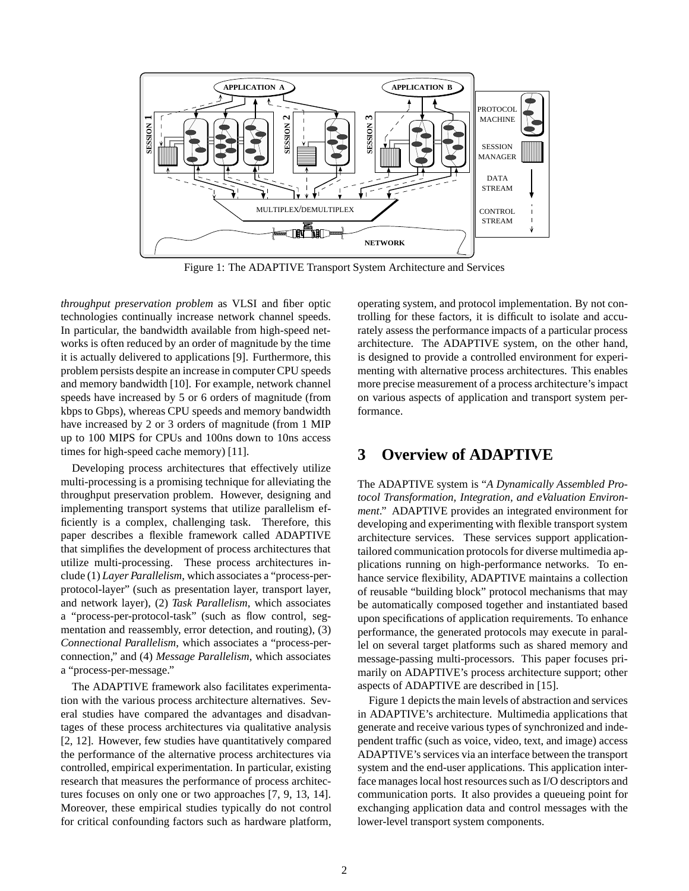APPLICATION A

APPLICATION B

SESSION 1

SESSION 2

SESSION 3

PROTOCOL MACHINE

SESSION MANAGER

DATA STREAM

CONTROL STREAM

MULTIPLEX/DEMULTIPLEX

NETWORK

Figure 1: The ADAPTIVE Transport System Architecture and Services

*throughput preservation problem* as VLSI and fiber optic technologies continually increase network channel speeds. In particular, the bandwidth available from high-speed networks is often reduced by an order of magnitude by the time it is actually delivered to applications [9]. Furthermore, this problem persists despite an increase in computer CPU speeds and memory bandwidth [10]. For example, network channel speeds have increased by 5 or 6 orders of magnitude (from kbps to Gbps), whereas CPU speeds and memory bandwidth have increased by 2 or 3 orders of magnitude (from 1 MIP up to 100 MIPS for CPUs and 100ns down to 10ns access times for high-speed cache memory) [11].

Developing process architectures that effectively utilize multi-processing is a promising technique for alleviating the throughput preservation problem. However, designing and implementing transport systems that utilize parallelism efficiently is a complex, challenging task. Therefore, this paper describes a flexible framework called ADAPTIVE that simplifies the development of process architectures that utilize multi-processing. These process architectures include (1) *Layer Parallelism*, which associates a "process-per-protocol-layer" (such as presentation layer, transport layer, and network layer), (2) *Task Parallelism*, which associates a "process-per-protocol-task" (such as flow control, segmentation and reassembly, error detection, and routing), (3) *Connectional Parallelism*, which associates a "process-per-connection," and (4) *Message Parallelism*, which associates a "process-per-message."

The ADAPTIVE framework also facilitates experimentation with the various process architecture alternatives. Several studies have compared the advantages and disadvantages of these process architectures via qualitative analysis [2, 12]. However, few studies have quantitatively compared the performance of the alternative process architectures via controlled, empirical experimentation. In particular, existing research that measures the performance of process architectures focuses on only one or two approaches [7, 9, 13, 14]. Moreover, these empirical studies typically do not control for critical confounding factors such as hardware platform, operating system, and protocol implementation. By not controlling for these factors, it is difficult to isolate and accurately assess the performance impacts of a particular process architecture. The ADAPTIVE system, on the other hand, is designed to provide a controlled environment for experimenting with alternative process architectures. This enables more precise measurement of a process architecture's impact on various aspects of application and transport system performance.

# 3 Overview of ADAPTIVE

The ADAPTIVE system is "*A Dynamically Assembled Protocol Transformation, Integration, and eValuation Environment*." ADAPTIVE provides an integrated environment for developing and experimenting with flexible transport system architecture services. These services support application-tailored communication protocols for diverse multimedia applications running on high-performance networks. To enhance service flexibility, ADAPTIVE maintains a collection of reusable "building block" protocol mechanisms that may be automatically composed together and instantiated based upon specifications of application requirements. To enhance performance, the generated protocols may execute in parallel on several target platforms such as shared memory and message-passing multi-processors. This paper focuses primarily on ADAPTIVE's process architecture support; other aspects of ADAPTIVE are described in [15].

Figure 1 depicts the main levels of abstraction and services in ADAPTIVE's architecture. Multimedia applications that generate and receive various types of synchronized and independent traffic (such as voice, video, text, and image) access ADAPTIVE's services via an interface between the transport system and the end-user applications. This application interface manages local host resources such as I/O descriptors and communication ports. It also provides a queueing point for exchanging application data and control messages with the lower-level transport system components.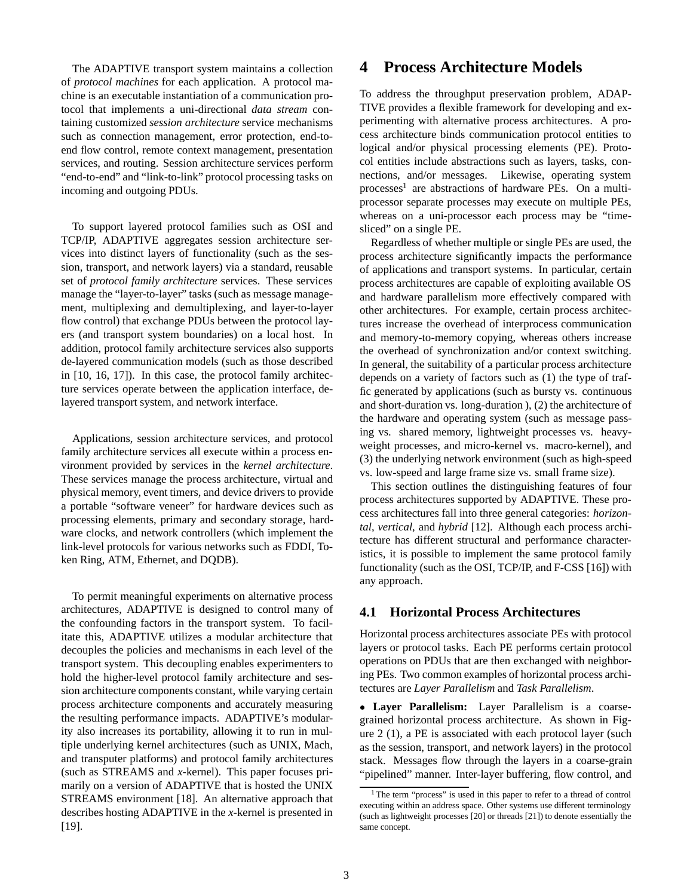The ADAPTIVE transport system maintains a collection of *protocol machines* for each application. A protocol machine is an executable instantiation of a communication protocol that implements a uni-directional *data stream* containing customized *session architecture* service mechanisms such as connection management, error protection, end-to-end flow control, remote context management, presentation services, and routing. Session architecture services perform "end-to-end" and "link-to-link" protocol processing tasks on incoming and outgoing PDUs.

To support layered protocol families such as OSI and TCP/IP, ADAPTIVE aggregates session architecture services into distinct layers of functionality (such as the session, transport, and network layers) via a standard, reusable set of *protocol family architecture* services. These services manage the "layer-to-layer" tasks (such as message management, multiplexing and demultiplexing, and layer-to-layer flow control) that exchange PDUs between the protocol layers (and transport system boundaries) on a local host. In addition, protocol family architecture services also supports de-layered communication models (such as those described in [10, 16, 17]). In this case, the protocol family architecture services operate between the application interface, de-layered transport system, and network interface.

Applications, session architecture services, and protocol family architecture services all execute within a process environment provided by services in the *kernel architecture*. These services manage the process architecture, virtual and physical memory, event timers, and device drivers to provide a portable "software veneer" for hardware devices such as processing elements, primary and secondary storage, hardware clocks, and network controllers (which implement the link-level protocols for various networks such as FDDI, Token Ring, ATM, Ethernet, and DQDB).

To permit meaningful experiments on alternative process architectures, ADAPTIVE is designed to control many of the confounding factors in the transport system. To facilitate this, ADAPTIVE utilizes a modular architecture that decouples the policies and mechanisms in each level of the transport system. This decoupling enables experimenters to hold the higher-level protocol family architecture and session architecture components constant, while varying certain process architecture components and accurately measuring the resulting performance impacts. ADAPTIVE's modularity also increases its portability, allowing it to run in multiple underlying kernel architectures (such as UNIX, Mach, and transputer platforms) and protocol family architectures (such as STREAMS and *x*-kernel). This paper focuses primarily on a version of ADAPTIVE that is hosted the UNIX STREAMS environment [18]. An alternative approach that describes hosting ADAPTIVE in the *x*-kernel is presented in [19].

# 4 Process Architecture Models

To address the throughput preservation problem, ADAPTIVE provides a flexible framework for developing and experimenting with alternative process architectures. A process architecture binds communication protocol entities to logical and/or physical processing elements (PE). Protocol entities include abstractions such as layers, tasks, connections, and/or messages. Likewise, operating system processes[1] are abstractions of hardware PEs. On a multiprocessor separate processes may execute on multiple PEs, whereas on a uni-processor each process may be "time-sliced" on a single PE.

Regardless of whether multiple or single PEs are used, the process architecture significantly impacts the performance of applications and transport systems. In particular, certain process architectures are capable of exploiting available OS and hardware parallelism more effectively compared with other architectures. For example, certain process architectures increase the overhead of interprocess communication and memory-to-memory copying, whereas others increase the overhead of synchronization and/or context switching. In general, the suitability of a particular process architecture depends on a variety of factors such as (1) the type of traffic generated by applications (such as bursty vs. continuous and short-duration vs. long-duration ), (2) the architecture of the hardware and operating system (such as message passing vs. shared memory, lightweight processes vs. heavyweight processes, and micro-kernel vs. macro-kernel), and (3) the underlying network environment (such as high-speed vs. low-speed and large frame size vs. small frame size).

This section outlines the distinguishing features of four process architectures supported by ADAPTIVE. These process architectures fall into three general categories: *horizontal*, *vertical*, and *hybrid* [12]. Although each process architecture has different structural and performance characteristics, it is possible to implement the same protocol family functionality (such as the OSI, TCP/IP, and F-CSS [16]) with any approach.

## 4.1 Horizontal Process Architectures

Horizontal process architectures associate PEs with protocol layers or protocol tasks. Each PE performs certain protocol operations on PDUs that are then exchanged with neighboring PEs. Two common examples of horizontal process architectures are *Layer Parallelism* and *Task Parallelism*.

- **Layer Parallelism:** Layer Parallelism is a coarse-grained horizontal process architecture. As shown in Figure 2 (1), a PE is associated with each protocol layer (such as the session, transport, and network layers) in the protocol stack. Messages flow through the layers in a coarse-grain "pipelined" manner. Inter-layer buffering, flow control, and

[1] The term "process" is used in this paper to refer to a thread of control executing within an address space. Other systems use different terminology (such as lightweight processes [20] or threads [21]) to denote essentially the same concept.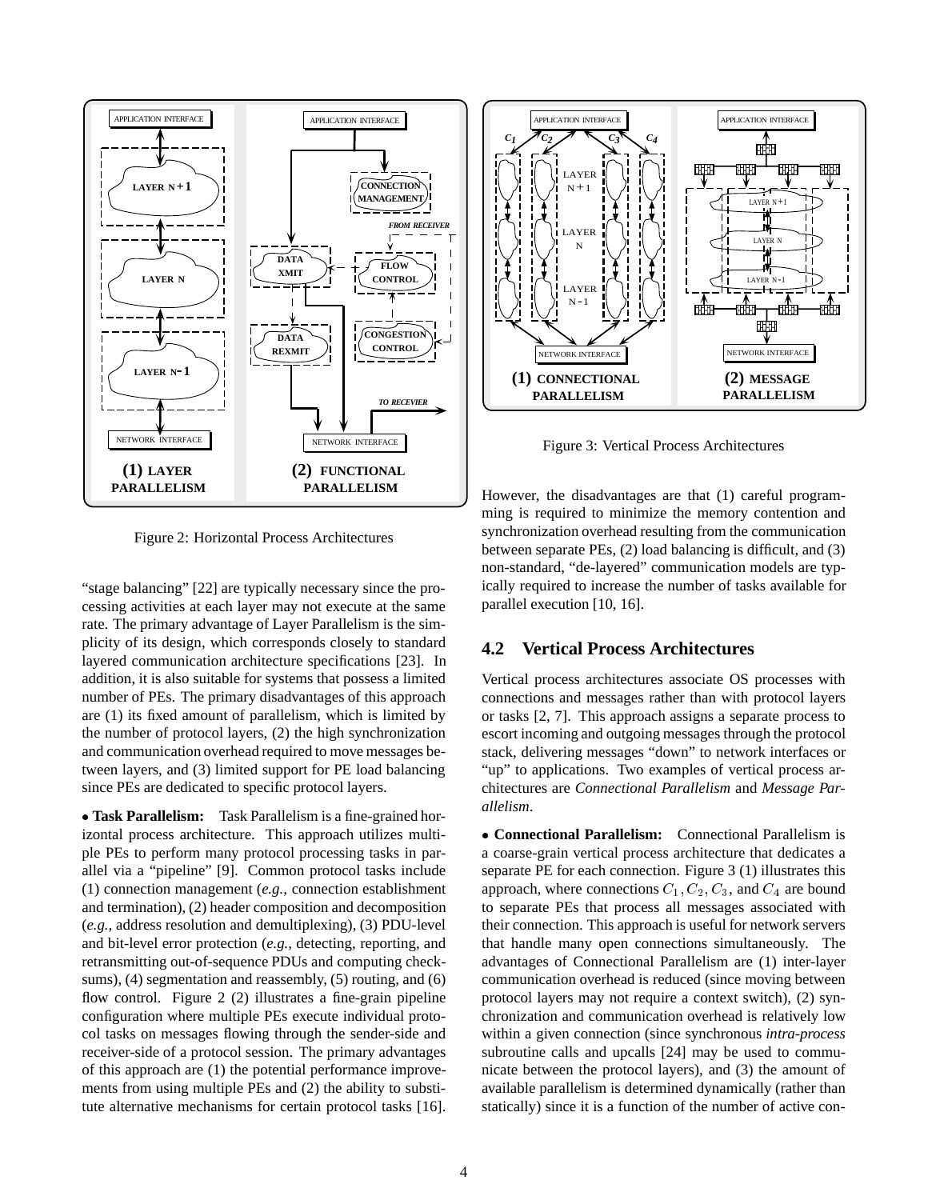Figure 2: Horizontal Process Architectures

"stage balancing" [22] are typically necessary since the processing activities at each layer may not execute at the same rate. The primary advantage of Layer Parallelism is the simplicity of its design, which corresponds closely to standard layered communication architecture specifications [23]. In addition, it is also suitable for systems that possess a limited number of PEs. The primary disadvantages of this approach are (1) its fixed amount of parallelism, which is limited by the number of protocol layers, (2) the high synchronization and communication overhead required to move messages between layers, and (3) limited support for PE load balancing since PEs are dedicated to specific protocol layers.

• **Task Parallelism:** Task Parallelism is a fine-grained horizontal process architecture. This approach utilizes multiple PEs to perform many protocol processing tasks in parallel via a "pipeline" [9]. Common protocol tasks include (1) connection management (*e.g.,* connection establishment and termination), (2) header composition and decomposition (*e.g.,* address resolution and demultiplexing), (3) PDU-level and bit-level error protection (*e.g.,* detecting, reporting, and retransmitting out-of-sequence PDUs and computing checksums), (4) segmentation and reassembly, (5) routing, and (6) flow control. Figure 2 (2) illustrates a fine-grain pipeline configuration where multiple PEs execute individual protocol tasks on messages flowing through the sender-side and receiver-side of a protocol session. The primary advantages of this approach are (1) the potential performance improvements from using multiple PEs and (2) the ability to substitute alternative mechanisms for certain protocol tasks [16].

Figure 3: Vertical Process Architectures

However, the disadvantages are that (1) careful programming is required to minimize the memory contention and synchronization overhead resulting from the communication between separate PEs, (2) load balancing is difficult, and (3) non-standard, "de-layered" communication models are typically required to increase the number of tasks available for parallel execution [10, 16].

## 4.2 Vertical Process Architectures

Vertical process architectures associate OS processes with connections and messages rather than with protocol layers or tasks [2, 7]. This approach assigns a separate process to escort incoming and outgoing messages through the protocol stack, delivering messages "down" to network interfaces or "up" to applications. Two examples of vertical process architectures are *Connectional Parallelism* and *Message Parallelism*.

• **Connectional Parallelism:** Connectional Parallelism is a coarse-grain vertical process architecture that dedicates a separate PE for each connection. Figure 3 (1) illustrates this approach, where connections $C_1, C_2, C_3$, and $C_4$ are bound to separate PEs that process all messages associated with their connection. This approach is useful for network servers that handle many open connections simultaneously. The advantages of Connectional Parallelism are (1) inter-layer communication overhead is reduced (since moving between protocol layers may not require a context switch), (2) synchronization and communication overhead is relatively low within a given connection (since synchronous *intra-process* subroutine calls and upcalls [24] may be used to communicate between the protocol layers), and (3) the amount of available parallelism is determined dynamically (rather than statically) since it is a function of the number of active con-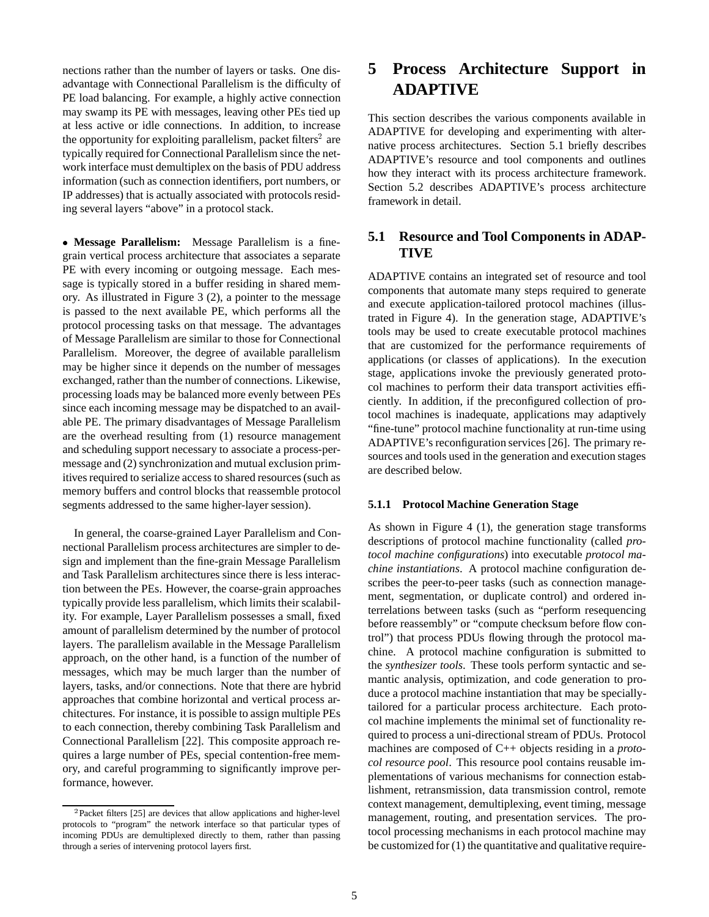nections rather than the number of layers or tasks. One disadvantage with Connectional Parallelism is the difficulty of PE load balancing. For example, a highly active connection may swamp its PE with messages, leaving other PEs tied up at less active or idle connections. In addition, to increase the opportunity for exploiting parallelism, packet filters[2] are typically required for Connectional Parallelism since the network interface must demultiplex on the basis of PDU address information (such as connection identifiers, port numbers, or IP addresses) that is actually associated with protocols residing several layers "above" in a protocol stack.

• **Message Parallelism:** Message Parallelism is a fine-grain vertical process architecture that associates a separate PE with every incoming or outgoing message. Each message is typically stored in a buffer residing in shared memory. As illustrated in Figure 3 (2), a pointer to the message is passed to the next available PE, which performs all the protocol processing tasks on that message. The advantages of Message Parallelism are similar to those for Connectional Parallelism. Moreover, the degree of available parallelism may be higher since it depends on the number of messages exchanged, rather than the number of connections. Likewise, processing loads may be balanced more evenly between PEs since each incoming message may be dispatched to an available PE. The primary disadvantages of Message Parallelism are the overhead resulting from (1) resource management and scheduling support necessary to associate a process-per-message and (2) synchronization and mutual exclusion primitives required to serialize access to shared resources (such as memory buffers and control blocks that reassemble protocol segments addressed to the same higher-layer session).

In general, the coarse-grained Layer Parallelism and Connectional Parallelism process architectures are simpler to design and implement than the fine-grain Message Parallelism and Task Parallelism architectures since there is less interaction between the PEs. However, the coarse-grain approaches typically provide less parallelism, which limits their scalability. For example, Layer Parallelism possesses a small, fixed amount of parallelism determined by the number of protocol layers. The parallelism available in the Message Parallelism approach, on the other hand, is a function of the number of messages, which may be much larger than the number of layers, tasks, and/or connections. Note that there are hybrid approaches that combine horizontal and vertical process architectures. For instance, it is possible to assign multiple PEs to each connection, thereby combining Task Parallelism and Connectional Parallelism [22]. This composite approach requires a large number of PEs, special contention-free memory, and careful programming to significantly improve performance, however.

[2] Packet filters [25] are devices that allow applications and higher-level protocols to "program" the network interface so that particular types of incoming PDUs are demultiplexed directly to them, rather than passing through a series of intervening protocol layers first.

# 5 Process Architecture Support in ADAPTIVE

This section describes the various components available in ADAPTIVE for developing and experimenting with alternative process architectures. Section 5.1 briefly describes ADAPTIVE's resource and tool components and outlines how they interact with its process architecture framework. Section 5.2 describes ADAPTIVE's process architecture framework in detail.

## 5.1 Resource and Tool Components in ADAPTIVE

ADAPTIVE contains an integrated set of resource and tool components that automate many steps required to generate and execute application-tailored protocol machines (illustrated in Figure 4). In the generation stage, ADAPTIVE's tools may be used to create executable protocol machines that are customized for the performance requirements of applications (or classes of applications). In the execution stage, applications invoke the previously generated protocol machines to perform their data transport activities efficiently. In addition, if the preconfigured collection of protocol machines is inadequate, applications may adaptively "fine-tune" protocol machine functionality at run-time using ADAPTIVE's reconfiguration services [26]. The primary resources and tools used in the generation and execution stages are described below.

### 5.1.1 Protocol Machine Generation Stage

As shown in Figure 4 (1), the generation stage transforms descriptions of protocol machine functionality (called *protocol machine configurations*) into executable *protocol machine instantiations*. A protocol machine configuration describes the peer-to-peer tasks (such as connection management, segmentation, or duplicate control) and ordered interrelations between tasks (such as "perform resequencing before reassembly" or "compute checksum before flow control") that process PDUs flowing through the protocol machine. A protocol machine configuration is submitted to the *synthesizer tools*. These tools perform syntactic and semantic analysis, optimization, and code generation to produce a protocol machine instantiation that may be specially-tailored for a particular process architecture. Each protocol machine implements the minimal set of functionality required to process a uni-directional stream of PDUs. Protocol machines are composed of C++ objects residing in a *protocol resource pool*. This resource pool contains reusable implementations of various mechanisms for connection establishment, retransmission, data transmission control, remote context management, demultiplexing, event timing, message management, routing, and presentation services. The protocol processing mechanisms in each protocol machine may be customized for (1) the quantitative and qualitative require-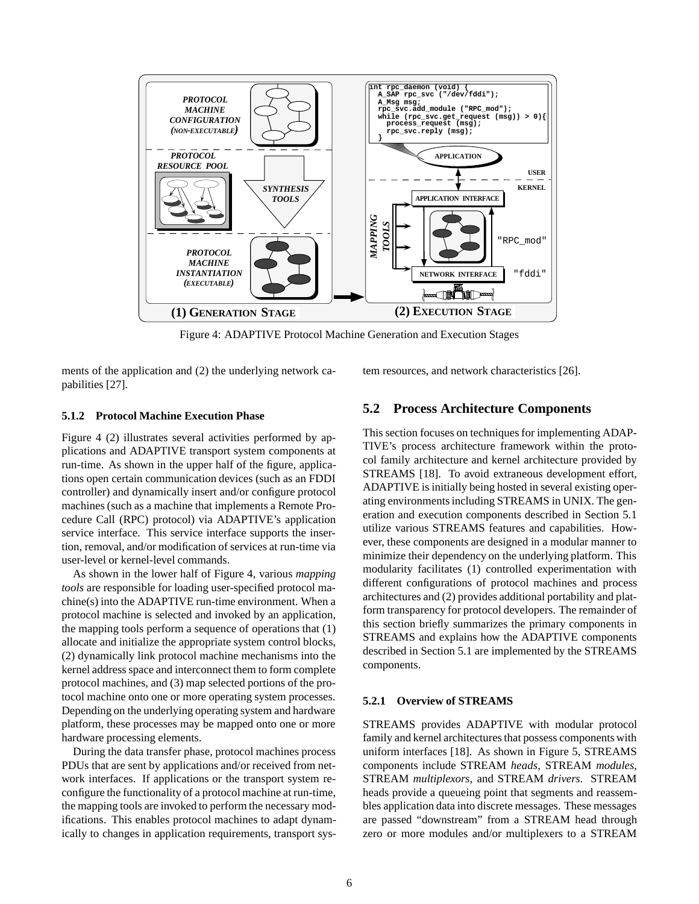```
int rpc_daemon (void) {
  A_SAP rpc_svc ("/dev/fddi");
  A_Msg msg;
  rpc_svc.add_module ("RPC_mod");
  while (rpc_svc.get_request (msg)) > 0){
    process_request (msg);
    rpc_svc.reply (msg);
  }
```

PROTOCOL MACHINE CONFIGURATION (NON-EXECUTABLE)

PROTOCOL RESOURCE POOL

SYNTHESIS TOOLS

PROTOCOL MACHINE INSTANTIATION (EXECUTABLE)

APPLICATION

USER

KERNEL

APPLICATION INTERFACE

MAPPING TOOLS

"RPC_mod"

NETWORK INTERFACE

"fddi"

(1) GENERATION STAGE

(2) EXECUTION STAGE

Figure 4: ADAPTIVE Protocol Machine Generation and Execution Stages

ments of the application and (2) the underlying network capabilities [27].

### 5.1.2 Protocol Machine Execution Phase

Figure 4 (2) illustrates several activities performed by applications and ADAPTIVE transport system components at run-time. As shown in the upper half of the figure, applications open certain communication devices (such as an FDDI controller) and dynamically insert and/or configure protocol machines (such as a machine that implements a Remote Procedure Call (RPC) protocol) via ADAPTIVE's application service interface. This service interface supports the insertion, removal, and/or modification of services at run-time via user-level or kernel-level commands.

As shown in the lower half of Figure 4, various *mapping tools* are responsible for loading user-specified protocol machine(s) into the ADAPTIVE run-time environment. When a protocol machine is selected and invoked by an application, the mapping tools perform a sequence of operations that (1) allocate and initialize the appropriate system control blocks, (2) dynamically link protocol machine mechanisms into the kernel address space and interconnect them to form complete protocol machines, and (3) map selected portions of the protocol machine onto one or more operating system processes. Depending on the underlying operating system and hardware platform, these processes may be mapped onto one or more hardware processing elements.

During the data transfer phase, protocol machines process PDUs that are sent by applications and/or received from network interfaces. If applications or the transport system reconfigure the functionality of a protocol machine at run-time, the mapping tools are invoked to perform the necessary modifications. This enables protocol machines to adapt dynamically to changes in application requirements, transport system resources, and network characteristics [26].

## 5.2 Process Architecture Components

This section focuses on techniques for implementing ADAPTIVE's process architecture framework within the protocol family architecture and kernel architecture provided by STREAMS [18]. To avoid extraneous development effort, ADAPTIVE is initially being hosted in several existing operating environments including STREAMS in UNIX. The generation and execution components described in Section 5.1 utilize various STREAMS features and capabilities. However, these components are designed in a modular manner to minimize their dependency on the underlying platform. This modularity facilitates (1) controlled experimentation with different configurations of protocol machines and process architectures and (2) provides additional portability and platform transparency for protocol developers. The remainder of this section briefly summarizes the primary components in STREAMS and explains how the ADAPTIVE components described in Section 5.1 are implemented by the STREAMS components.

### 5.2.1 Overview of STREAMS

STREAMS provides ADAPTIVE with modular protocol family and kernel architectures that possess components with uniform interfaces [18]. As shown in Figure 5, STREAMS components include STREAM *heads*, STREAM *modules*, STREAM *multiplexors*, and STREAM *drivers*. STREAM heads provide a queueing point that segments and reassembles application data into discrete messages. These messages are passed "downstream" from a STREAM head through zero or more modules and/or multiplexers to a STREAM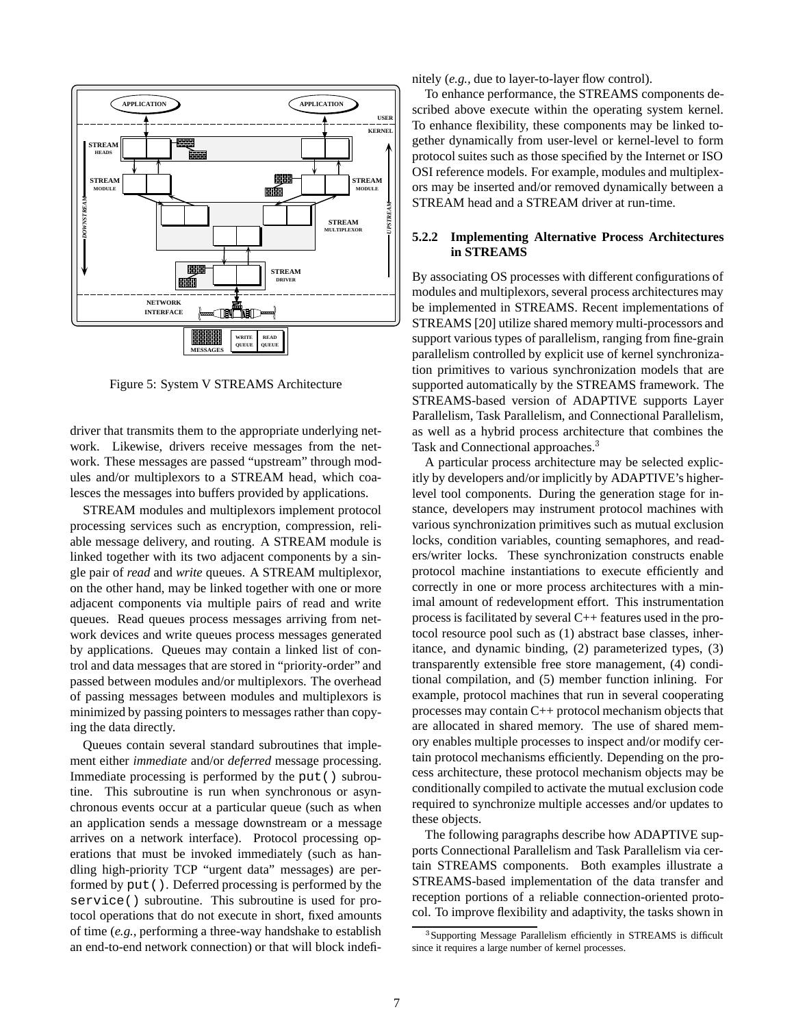APPLICATION

APPLICATION

USER

KERNEL

STREAM HEADS

STREAM MODULE

STREAM MODULE

DOWNSTREAM

UPSTREAM

STREAM MULTIPLEXOR

STREAM DRIVER

NETWORK INTERFACE

MESSAGES

WRITE QUEUE

READ QUEUE

Figure 5: System V STREAMS Architecture

driver that transmits them to the appropriate underlying network. Likewise, drivers receive messages from the network. These messages are passed "upstream" through modules and/or multiplexors to a STREAM head, which coalesces the messages into buffers provided by applications.

STREAM modules and multiplexors implement protocol processing services such as encryption, compression, reliable message delivery, and routing. A STREAM module is linked together with its two adjacent components by a single pair of *read* and *write* queues. A STREAM multiplexor, on the other hand, may be linked together with one or more adjacent components via multiple pairs of read and write queues. Read queues process messages arriving from network devices and write queues process messages generated by applications. Queues may contain a linked list of control and data messages that are stored in "priority-order" and passed between modules and/or multiplexors. The overhead of passing messages between modules and multiplexors is minimized by passing pointers to messages rather than copying the data directly.

Queues contain several standard subroutines that implement either *immediate* and/or *deferred* message processing. Immediate processing is performed by the `put()` subroutine. This subroutine is run when synchronous or asynchronous events occur at a particular queue (such as when an application sends a message downstream or a message arrives on a network interface). Protocol processing operations that must be invoked immediately (such as handling high-priority TCP "urgent data" messages) are performed by `put()`. Deferred processing is performed by the `service()` subroutine. This subroutine is used for protocol operations that do not execute in short, fixed amounts of time (*e.g.,* performing a three-way handshake to establish an end-to-end network connection) or that will block indefinitely (*e.g.,* due to layer-to-layer flow control).

To enhance performance, the STREAMS components described above execute within the operating system kernel. To enhance flexibility, these components may be linked together dynamically from user-level or kernel-level to form protocol suites such as those specified by the Internet or ISO OSI reference models. For example, modules and multiplexors may be inserted and/or removed dynamically between a STREAM head and a STREAM driver at run-time.

#### 5.2.2 Implementing Alternative Process Architectures in STREAMS

By associating OS processes with different configurations of modules and multiplexors, several process architectures may be implemented in STREAMS. Recent implementations of STREAMS [20] utilize shared memory multi-processors and support various types of parallelism, ranging from fine-grain parallelism controlled by explicit use of kernel synchronization primitives to various synchronization models that are supported automatically by the STREAMS framework. The STREAMS-based version of ADAPTIVE supports Layer Parallelism, Task Parallelism, and Connectional Parallelism, as well as a hybrid process architecture that combines the Task and Connectional approaches.[3]

A particular process architecture may be selected explicitly by developers and/or implicitly by ADAPTIVE's higher-level tool components. During the generation stage for instance, developers may instrument protocol machines with various synchronization primitives such as mutual exclusion locks, condition variables, counting semaphores, and readers/writer locks. These synchronization constructs enable protocol machine instantiations to execute efficiently and correctly in one or more process architectures with a minimal amount of redevelopment effort. This instrumentation process is facilitated by several C++ features used in the protocol resource pool such as (1) abstract base classes, inheritance, and dynamic binding, (2) parameterized types, (3) transparently extensible free store management, (4) conditional compilation, and (5) member function inlining. For example, protocol machines that run in several cooperating processes may contain C++ protocol mechanism objects that are allocated in shared memory. The use of shared memory enables multiple processes to inspect and/or modify certain protocol mechanisms efficiently. Depending on the process architecture, these protocol mechanism objects may be conditionally compiled to activate the mutual exclusion code required to synchronize multiple accesses and/or updates to these objects.

The following paragraphs describe how ADAPTIVE supports Connectional Parallelism and Task Parallelism via certain STREAMS components. Both examples illustrate a STREAMS-based implementation of the data transfer and reception portions of a reliable connection-oriented protocol. To improve flexibility and adaptivity, the tasks shown in

[3] Supporting Message Parallelism efficiently in STREAMS is difficult since it requires a large number of kernel processes.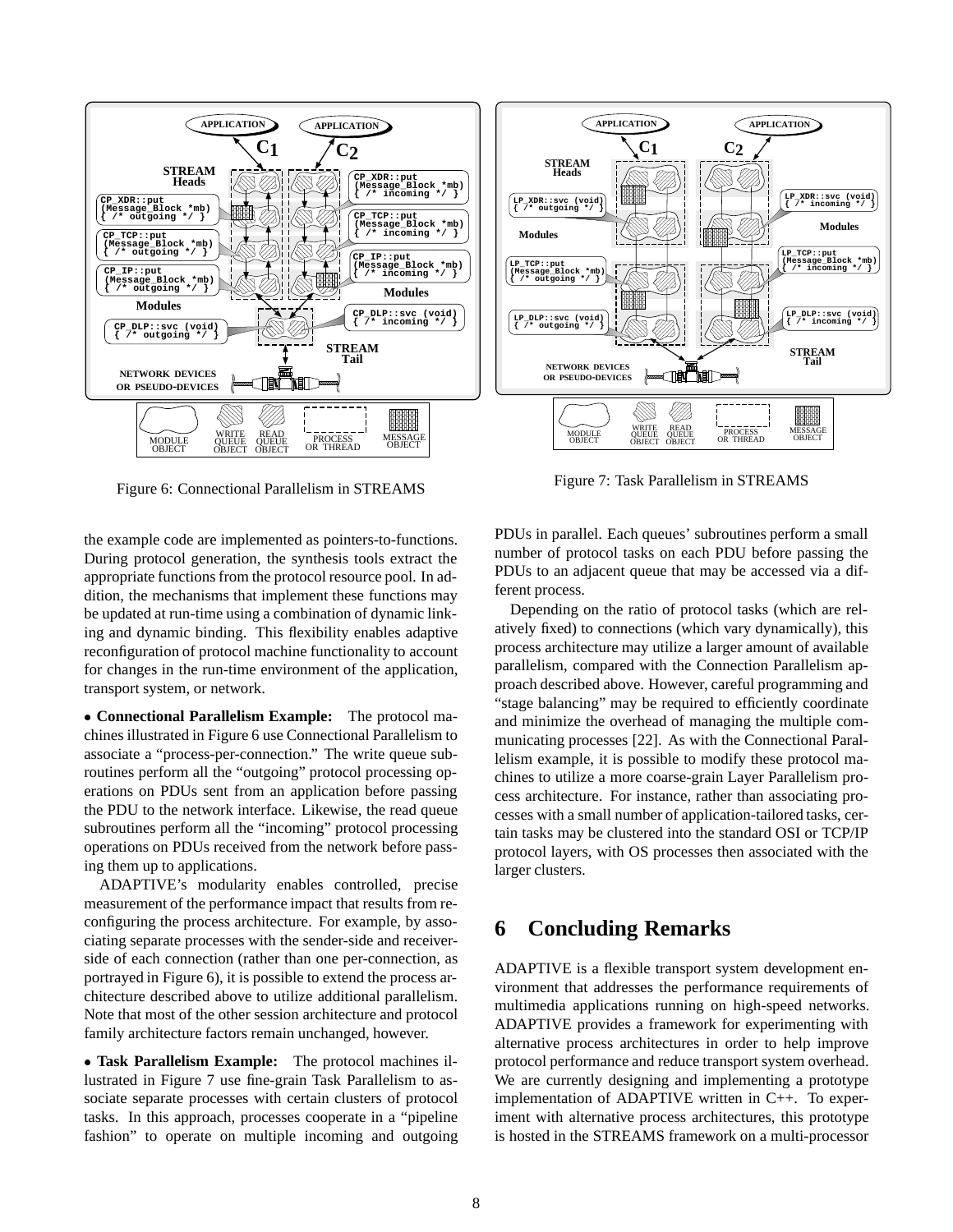Figure 6: Connectional Parallelism in STREAMS

Figure 7: Task Parallelism in STREAMS

the example code are implemented as pointers-to-functions. During protocol generation, the synthesis tools extract the appropriate functions from the protocol resource pool. In addition, the mechanisms that implement these functions may be updated at run-time using a combination of dynamic linking and dynamic binding. This flexibility enables adaptive reconfiguration of protocol machine functionality to account for changes in the run-time environment of the application, transport system, or network.

- **Connectional Parallelism Example:** The protocol machines illustrated in Figure 6 use Connectional Parallelism to associate a "process-per-connection." The write queue subroutines perform all the "outgoing" protocol processing operations on PDUs sent from an application before passing the PDU to the network interface. Likewise, the read queue subroutines perform all the "incoming" protocol processing operations on PDUs received from the network before passing them up to applications.

ADAPTIVE's modularity enables controlled, precise measurement of the performance impact that results from reconfiguring the process architecture. For example, by associating separate processes with the sender-side and receiver-side of each connection (rather than one per-connection, as portrayed in Figure 6), it is possible to extend the process architecture described above to utilize additional parallelism. Note that most of the other session architecture and protocol family architecture factors remain unchanged, however.

- **Task Parallelism Example:** The protocol machines illustrated in Figure 7 use fine-grain Task Parallelism to associate separate processes with certain clusters of protocol tasks. In this approach, processes cooperate in a "pipeline fashion" to operate on multiple incoming and outgoing PDUs in parallel. Each queues' subroutines perform a small number of protocol tasks on each PDU before passing the PDUs to an adjacent queue that may be accessed via a different process.

Depending on the ratio of protocol tasks (which are relatively fixed) to connections (which vary dynamically), this process architecture may utilize a larger amount of available parallelism, compared with the Connection Parallelism approach described above. However, careful programming and "stage balancing" may be required to efficiently coordinate and minimize the overhead of managing the multiple communicating processes [22]. As with the Connectional Parallelism example, it is possible to modify these protocol machines to utilize a more coarse-grain Layer Parallelism process architecture. For instance, rather than associating processes with a small number of application-tailored tasks, certain tasks may be clustered into the standard OSI or TCP/IP protocol layers, with OS processes then associated with the larger clusters.

# 6 Concluding Remarks

ADAPTIVE is a flexible transport system development environment that addresses the performance requirements of multimedia applications running on high-speed networks. ADAPTIVE provides a framework for experimenting with alternative process architectures in order to help improve protocol performance and reduce transport system overhead. We are currently designing and implementing a prototype implementation of ADAPTIVE written in C++. To experiment with alternative process architectures, this prototype is hosted in the STREAMS framework on a multi-processor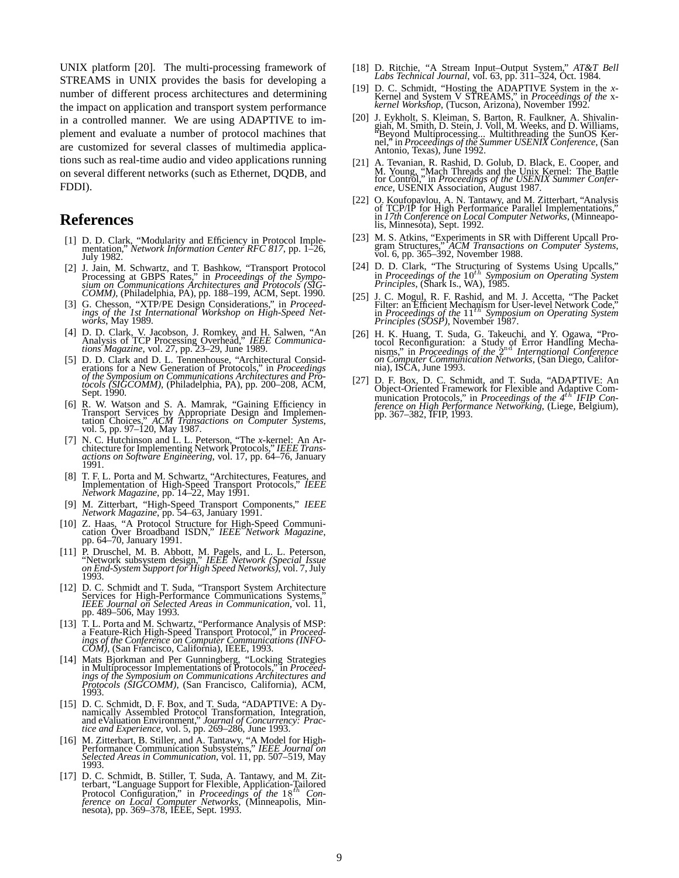UNIX platform [20]. The multi-processing framework of STREAMS in UNIX provides the basis for developing a number of different process architectures and determining the impact on application and transport system performance in a controlled manner. We are using ADAPTIVE to implement and evaluate a number of protocol machines that are customized for several classes of multimedia applications such as real-time audio and video applications running on several different networks (such as Ethernet, DQDB, and FDDI).

## References

[1] D. D. Clark, "Modularity and Efficiency in Protocol Implementation," *Network Information Center RFC 817*, pp. 1–26, July 1982.

[2] J. Jain, M. Schwartz, and T. Bashkow, "Transport Protocol Processing at GBPS Rates," in *Proceedings of the Symposium on Communications Architectures and Protocols (SIGCOMM)*, (Philadelphia, PA), pp. 188–199, ACM, Sept. 1990.

[3] G. Chesson, "XTP/PE Design Considerations," in *Proceedings of the 1st International Workshop on High-Speed Networks*, May 1989.

[4] D. D. Clark, V. Jacobson, J. Romkey, and H. Salwen, "An Analysis of TCP Processing Overhead," *IEEE Communications Magazine*, vol. 27, pp. 23–29, June 1989.

[5] D. D. Clark and D. L. Tennenhouse, "Architectural Considerations for a New Generation of Protocols," in *Proceedings of the Symposium on Communications Architectures and Protocols (SIGCOMM)*, (Philadelphia, PA), pp. 200–208, ACM, Sept. 1990.

[6] R. W. Watson and S. A. Mamrak, "Gaining Efficiency in Transport Services by Appropriate Design and Implementation Choices," *ACM Transactions on Computer Systems*, vol. 5, pp. 97–120, May 1987.

[7] N. C. Hutchinson and L. L. Peterson, "The *x*-kernel: An Architecture for Implementing Network Protocols," *IEEE Transactions on Software Engineering*, vol. 17, pp. 64–76, January 1991.

[8] T. F. L. Porta and M. Schwartz, "Architectures, Features, and Implementation of High-Speed Transport Protocols," *IEEE Network Magazine*, pp. 14–22, May 1991.

[9] M. Zitterbart, "High-Speed Transport Components," *IEEE Network Magazine*, pp. 54–63, January 1991.

[10] Z. Haas, "A Protocol Structure for High-Speed Communication Over Broadband ISDN," *IEEE Network Magazine*, pp. 64–70, January 1991.

[11] P. Druschel, M. B. Abbott, M. Pagels, and L. L. Peterson, "Network subsystem design," *IEEE Network (Special Issue on End-System Support for High Speed Networks)*, vol. 7, July 1993.

[12] D. C. Schmidt and T. Suda, "Transport System Architecture Services for High-Performance Communications Systems," *IEEE Journal on Selected Areas in Communication*, vol. 11, pp. 489–506, May 1993.

[13] T. L. Porta and M. Schwartz, "Performance Analysis of MSP: a Feature-Rich High-Speed Transport Protocol," in *Proceedings of the Conference on Computer Communications (INFOCOM)*, (San Francisco, California), IEEE, 1993.

[14] Mats Bjorkman and Per Gunningberg, "Locking Strategies in Multiprocessor Implementations of Protocols," in *Proceedings of the Symposium on Communications Architectures and Protocols (SIGCOMM)*, (San Francisco, California), ACM, 1993.

[15] D. C. Schmidt, D. F. Box, and T. Suda, "ADAPTIVE: A Dynamically Assembled Protocol Transformation, Integration, and eValuation Environment," *Journal of Concurrency: Practice and Experience*, vol. 5, pp. 269–286, June 1993.

[16] M. Zitterbart, B. Stiller, and A. Tantawy, "A Model for High-Performance Communication Subsystems," *IEEE Journal on Selected Areas in Communication*, vol. 11, pp. 507–519, May 1993.

[17] D. C. Schmidt, B. Stiller, T. Suda, A. Tantawy, and M. Zitterbart, "Language Support for Flexible, Application-Tailored Protocol Configuration," in *Proceedings of the* $18^{th}$ *Conference on Local Computer Networks*, (Minneapolis, Minnesota), pp. 369–378, IEEE, Sept. 1993.

[18] D. Ritchie, "A Stream Input–Output System," *AT&T Bell Labs Technical Journal*, vol. 63, pp. 311–324, Oct. 1984.

[19] D. C. Schmidt, "Hosting the ADAPTIVE System in the *x*-Kernel and System V STREAMS," in *Proceedings of the x-kernel Workshop*, (Tucson, Arizona), November 1992.

[20] J. Eykholt, S. Kleiman, S. Barton, R. Faulkner, A. Shivalingiah, M. Smith, D. Stein, J. Voll, M. Weeks, and D. Williams, "Beyond Multiprocessing... Multithreading the SunOS Kernel," in *Proceedings of the Summer USENIX Conference*, (San Antonio, Texas), June 1992.

[21] A. Tevanian, R. Rashid, D. Golub, D. Black, E. Cooper, and M. Young, "Mach Threads and the Unix Kernel: The Battle for Control," in *Proceedings of the USENIX Summer Conference*, USENIX Association, August 1987.

[22] O. Koufopavlou, A. N. Tantawy, and M. Zitterbart, "Analysis of TCP/IP for High Performance Parallel Implementations," in *17th Conference on Local Computer Networks*, (Minneapolis, Minnesota), Sept. 1992.

[23] M. S. Atkins, "Experiments in SR with Different Upcall Program Structures," *ACM Transactions on Computer Systems*, vol. 6, pp. 365–392, November 1988.

[24] D. D. Clark, "The Structuring of Systems Using Upcalls," in *Proceedings of the* $10^{th}$ *Symposium on Operating System Principles*, (Shark Is., WA), 1985.

[25] J. C. Mogul, R. F. Rashid, and M. J. Accetta, "The Packet Filter: an Efficient Mechanism for User-level Network Code," in *Proceedings of the* $11^{th}$ *Symposium on Operating System Principles (SOSP)*, November 1987.

[26] H. K. Huang, T. Suda, G. Takeuchi, and Y. Ogawa, "Protocol Reconfiguration: a Study of Error Handling Mechanisms," in *Proceedings of the* $2^{nd}$ *International Conference on Computer Communication Networks*, (San Diego, California), ISCA, June 1993.

[27] D. F. Box, D. C. Schmidt, and T. Suda, "ADAPTIVE: An Object-Oriented Framework for Flexible and Adaptive Communication Protocols," in *Proceedings of the* $4^{th}$ *IFIP Conference on High Performance Networking*, (Liege, Belgium), pp. 367–382, IFIP, 1993.